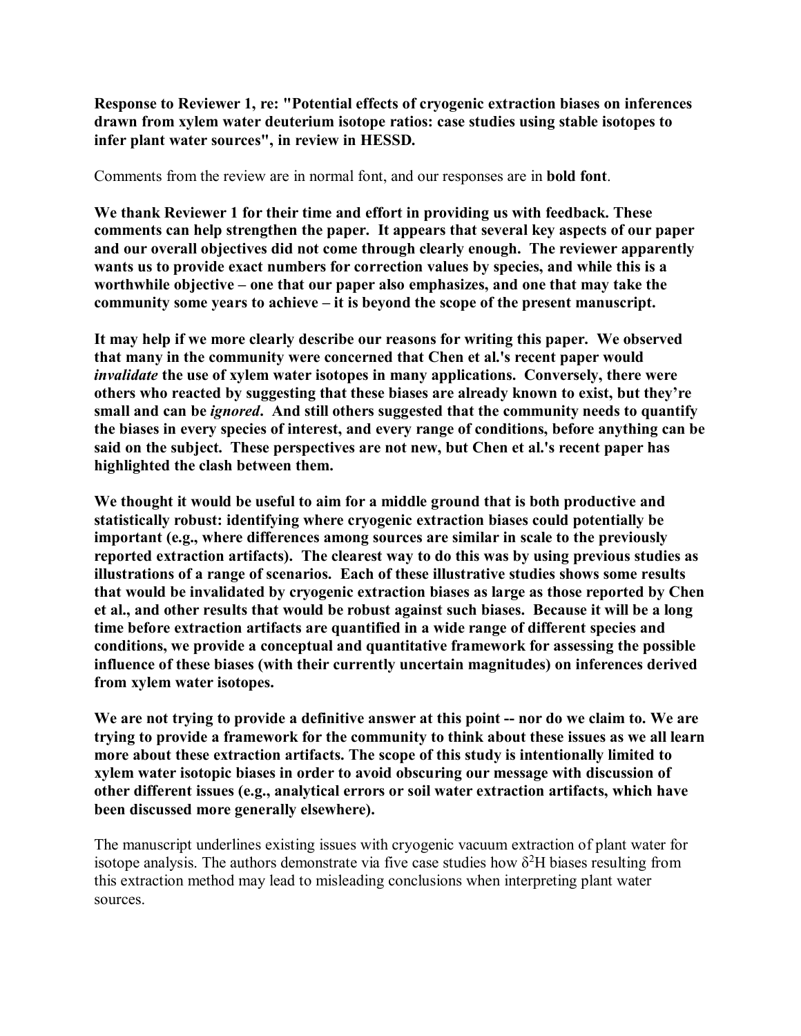**Response to Reviewer 1, re: "Potential effects of cryogenic extraction biases on inferences drawn from xylem water deuterium isotope ratios: case studies using stable isotopes to infer plant water sources", in review in HESSD.**

Comments from the review are in normal font, and our responses are in **bold font**.

**We thank Reviewer 1 for their time and effort in providing us with feedback. These comments can help strengthen the paper. It appears that several key aspects of our paper and our overall objectives did not come through clearly enough. The reviewer apparently wants us to provide exact numbers for correction values by species, and while this is a worthwhile objective – one that our paper also emphasizes, and one that may take the community some years to achieve – it is beyond the scope of the present manuscript.**

**It may help if we more clearly describe our reasons for writing this paper. We observed that many in the community were concerned that Chen et al.'s recent paper would *invalidate* the use of xylem water isotopes in many applications. Conversely, there were others who reacted by suggesting that these biases are already known to exist, but they're small and can be *ignored*. And still others suggested that the community needs to quantify the biases in every species of interest, and every range of conditions, before anything can be said on the subject. These perspectives are not new, but Chen et al.'s recent paper has highlighted the clash between them.**

**We thought it would be useful to aim for a middle ground that is both productive and statistically robust: identifying where cryogenic extraction biases could potentially be important (e.g., where differences among sources are similar in scale to the previously reported extraction artifacts). The clearest way to do this was by using previous studies as illustrations of a range of scenarios. Each of these illustrative studies shows some results that would be invalidated by cryogenic extraction biases as large as those reported by Chen et al., and other results that would be robust against such biases. Because it will be a long time before extraction artifacts are quantified in a wide range of different species and conditions, we provide a conceptual and quantitative framework for assessing the possible influence of these biases (with their currently uncertain magnitudes) on inferences derived from xylem water isotopes.**

**We are not trying to provide a definitive answer at this point -- nor do we claim to. We are trying to provide a framework for the community to think about these issues as we all learn more about these extraction artifacts. The scope of this study is intentionally limited to xylem water isotopic biases in order to avoid obscuring our message with discussion of other different issues (e.g., analytical errors or soil water extraction artifacts, which have been discussed more generally elsewhere).**

The manuscript underlines existing issues with cryogenic vacuum extraction of plant water for isotope analysis. The authors demonstrate via five case studies how $\delta^2H$ biases resulting from this extraction method may lead to misleading conclusions when interpreting plant water sources.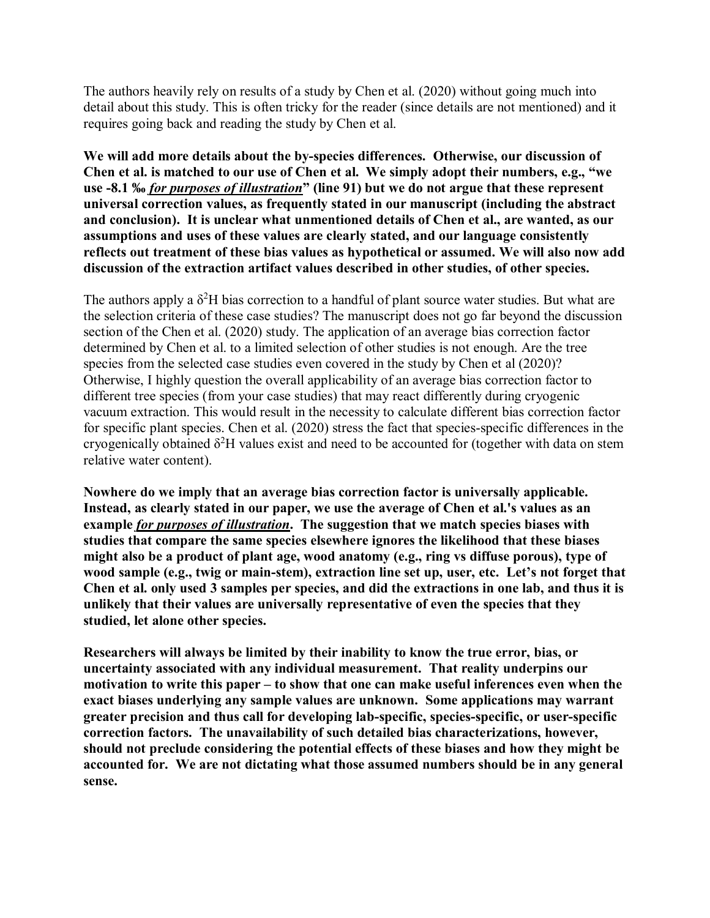The authors heavily rely on results of a study by Chen et al. (2020) without going much into detail about this study. This is often tricky for the reader (since details are not mentioned) and it requires going back and reading the study by Chen et al.

**We will add more details about the by-species differences. Otherwise, our discussion of Chen et al. is matched to our use of Chen et al. We simply adopt their numbers, e.g., "we use -8.1 ‰ *for purposes of illustration*" (line 91) but we do not argue that these represent universal correction values, as frequently stated in our manuscript (including the abstract and conclusion). It is unclear what unmentioned details of Chen et al., are wanted, as our assumptions and uses of these values are clearly stated, and our language consistently reflects out treatment of these bias values as hypothetical or assumed. We will also now add discussion of the extraction artifact values described in other studies, of other species.**

The authors apply a $\delta^2$H bias correction to a handful of plant source water studies. But what are the selection criteria of these case studies? The manuscript does not go far beyond the discussion section of the Chen et al. (2020) study. The application of an average bias correction factor determined by Chen et al. to a limited selection of other studies is not enough. Are the tree species from the selected case studies even covered in the study by Chen et al (2020)? Otherwise, I highly question the overall applicability of an average bias correction factor to different tree species (from your case studies) that may react differently during cryogenic vacuum extraction. This would result in the necessity to calculate different bias correction factor for specific plant species. Chen et al. (2020) stress the fact that species-specific differences in the cryogenically obtained $\delta^2$H values exist and need to be accounted for (together with data on stem relative water content).

**Nowhere do we imply that an average bias correction factor is universally applicable. Instead, as clearly stated in our paper, we use the average of Chen et al.'s values as an example *for purposes of illustration*. The suggestion that we match species biases with studies that compare the same species elsewhere ignores the likelihood that these biases might also be a product of plant age, wood anatomy (e.g., ring vs diffuse porous), type of wood sample (e.g., twig or main-stem), extraction line set up, user, etc. Let's not forget that Chen et al. only used 3 samples per species, and did the extractions in one lab, and thus it is unlikely that their values are universally representative of even the species that they studied, let alone other species.**

**Researchers will always be limited by their inability to know the true error, bias, or uncertainty associated with any individual measurement. That reality underpins our motivation to write this paper – to show that one can make useful inferences even when the exact biases underlying any sample values are unknown. Some applications may warrant greater precision and thus call for developing lab-specific, species-specific, or user-specific correction factors. The unavailability of such detailed bias characterizations, however, should not preclude considering the potential effects of these biases and how they might be accounted for. We are not dictating what those assumed numbers should be in any general sense.**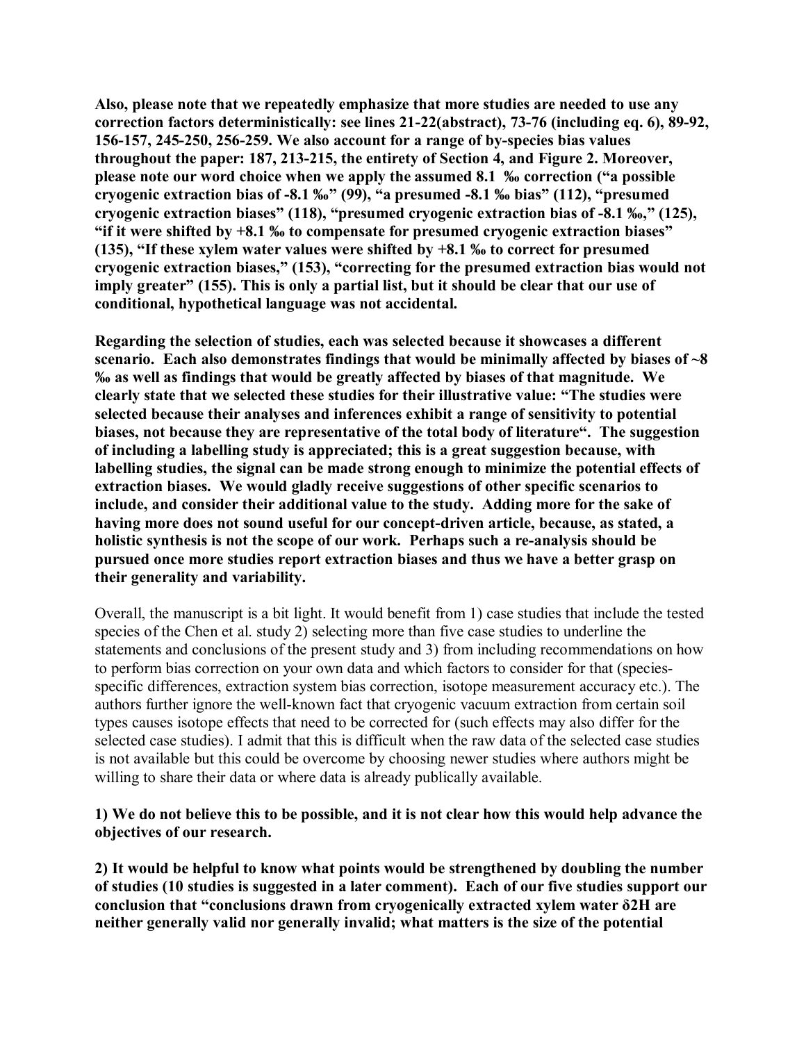**Also, please note that we repeatedly emphasize that more studies are needed to use any correction factors deterministically: see lines 21-22(abstract), 73-76 (including eq. 6), 89-92, 156-157, 245-250, 256-259. We also account for a range of by-species bias values throughout the paper: 187, 213-215, the entirety of Section 4, and Figure 2. Moreover, please note our word choice when we apply the assumed 8.1 ‰ correction ("a possible cryogenic extraction bias of -8.1 ‰" (99), "a presumed -8.1 ‰ bias" (112), "presumed cryogenic extraction biases" (118), "presumed cryogenic extraction bias of -8.1 ‰," (125), "if it were shifted by +8.1 ‰ to compensate for presumed cryogenic extraction biases" (135), "If these xylem water values were shifted by +8.1 ‰ to correct for presumed cryogenic extraction biases," (153), "correcting for the presumed extraction bias would not imply greater" (155). This is only a partial list, but it should be clear that our use of conditional, hypothetical language was not accidental.**

**Regarding the selection of studies, each was selected because it showcases a different scenario. Each also demonstrates findings that would be minimally affected by biases of ~8 ‰ as well as findings that would be greatly affected by biases of that magnitude. We clearly state that we selected these studies for their illustrative value: "The studies were selected because their analyses and inferences exhibit a range of sensitivity to potential biases, not because they are representative of the total body of literature". The suggestion of including a labelling study is appreciated; this is a great suggestion because, with labelling studies, the signal can be made strong enough to minimize the potential effects of extraction biases. We would gladly receive suggestions of other specific scenarios to include, and consider their additional value to the study. Adding more for the sake of having more does not sound useful for our concept-driven article, because, as stated, a holistic synthesis is not the scope of our work. Perhaps such a re-analysis should be pursued once more studies report extraction biases and thus we have a better grasp on their generality and variability.**

Overall, the manuscript is a bit light. It would benefit from 1) case studies that include the tested species of the Chen et al. study 2) selecting more than five case studies to underline the statements and conclusions of the present study and 3) from including recommendations on how to perform bias correction on your own data and which factors to consider for that (species-specific differences, extraction system bias correction, isotope measurement accuracy etc.). The authors further ignore the well-known fact that cryogenic vacuum extraction from certain soil types causes isotope effects that need to be corrected for (such effects may also differ for the selected case studies). I admit that this is difficult when the raw data of the selected case studies is not available but this could be overcome by choosing newer studies where authors might be willing to share their data or where data is already publically available.

**1) We do not believe this to be possible, and it is not clear how this would help advance the objectives of our research.**

**2) It would be helpful to know what points would be strengthened by doubling the number of studies (10 studies is suggested in a later comment). Each of our five studies support our conclusion that "conclusions drawn from cryogenically extracted xylem water δ2H are neither generally valid nor generally invalid; what matters is the size of the potential**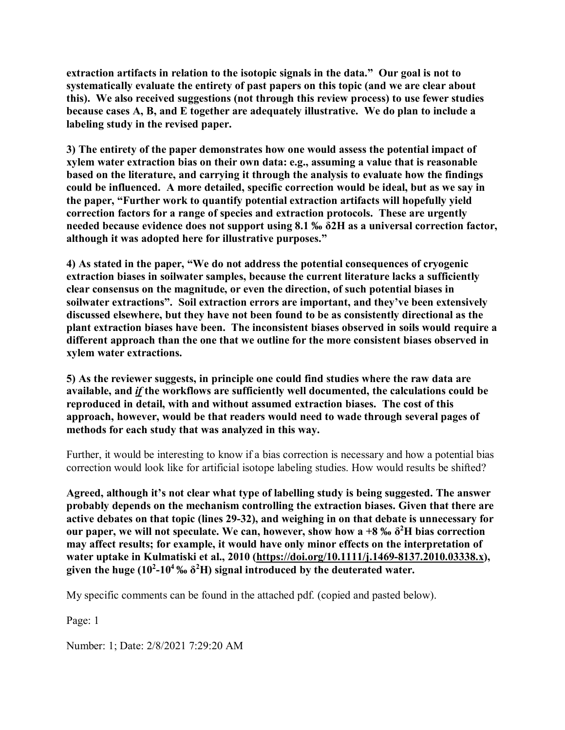**extraction artifacts in relation to the isotopic signals in the data." Our goal is not to systematically evaluate the entirety of past papers on this topic (and we are clear about this). We also received suggestions (not through this review process) to use fewer studies because cases A, B, and E together are adequately illustrative. We do plan to include a labeling study in the revised paper.**

**3) The entirety of the paper demonstrates how one would assess the potential impact of xylem water extraction bias on their own data: e.g., assuming a value that is reasonable based on the literature, and carrying it through the analysis to evaluate how the findings could be influenced. A more detailed, specific correction would be ideal, but as we say in the paper, "Further work to quantify potential extraction artifacts will hopefully yield correction factors for a range of species and extraction protocols. These are urgently needed because evidence does not support using 8.1 ‰ δ2H as a universal correction factor, although it was adopted here for illustrative purposes."**

**4) As stated in the paper, "We do not address the potential consequences of cryogenic extraction biases in soilwater samples, because the current literature lacks a sufficiently clear consensus on the magnitude, or even the direction, of such potential biases in soilwater extractions". Soil extraction errors are important, and they've been extensively discussed elsewhere, but they have not been found to be as consistently directional as the plant extraction biases have been. The inconsistent biases observed in soils would require a different approach than the one that we outline for the more consistent biases observed in xylem water extractions.**

**5) As the reviewer suggests, in principle one could find studies where the raw data are available, and *<u>if</u>* the workflows are sufficiently well documented, the calculations could be reproduced in detail, with and without assumed extraction biases. The cost of this approach, however, would be that readers would need to wade through several pages of methods for each study that was analyzed in this way.**

Further, it would be interesting to know if a bias correction is necessary and how a potential bias correction would look like for artificial isotope labeling studies. How would results be shifted?

**Agreed, although it's not clear what type of labelling study is being suggested. The answer probably depends on the mechanism controlling the extraction biases. Given that there are active debates on that topic (lines 29-32), and weighing in on that debate is unnecessary for our paper, we will not speculate. We can, however, show how a +8 ‰ $\delta^2$H bias correction may affect results; for example, it would have only minor effects on the interpretation of water uptake in Kulmatiski et al., 2010 (https://doi.org/10.1111/j.1469-8137.2010.03338.x), given the huge ($10^2$-$10^4$ ‰ $\delta^2$H) signal introduced by the deuterated water.**

My specific comments can be found in the attached pdf. (copied and pasted below).

Page: 1

Number: 1; Date: 2/8/2021 7:29:20 AM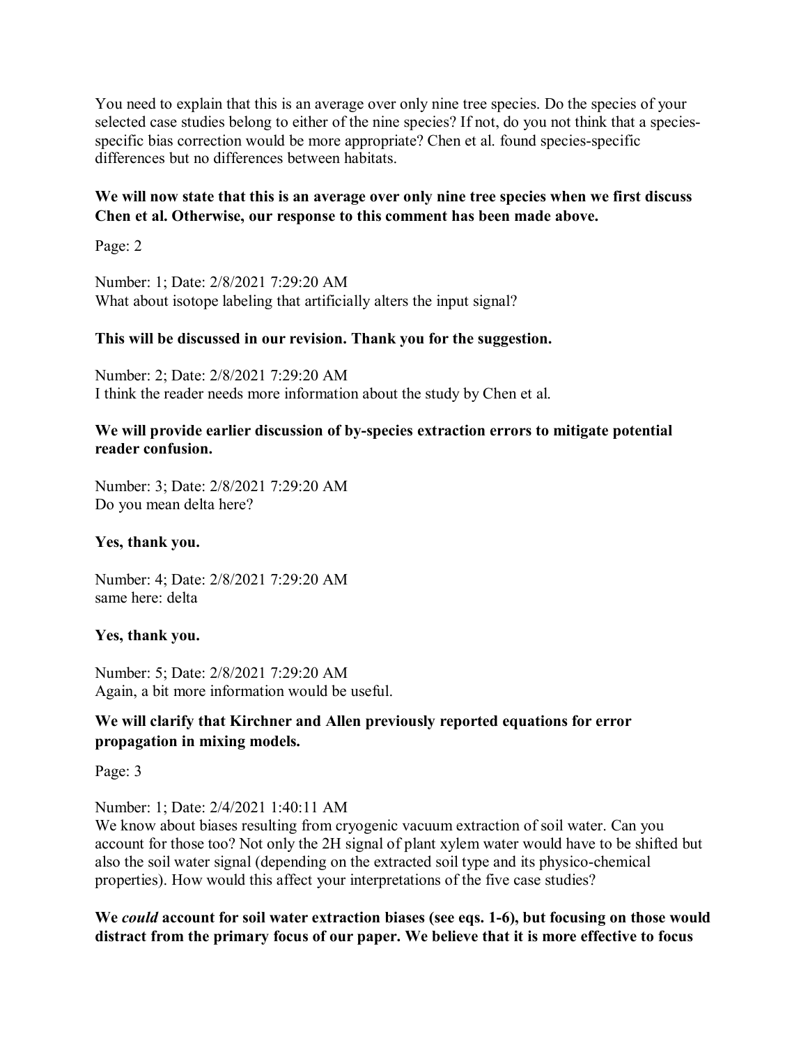You need to explain that this is an average over only nine tree species. Do the species of your selected case studies belong to either of the nine species? If not, do you not think that a species-specific bias correction would be more appropriate? Chen et al. found species-specific differences but no differences between habitats.

**We will now state that this is an average over only nine tree species when we first discuss Chen et al. Otherwise, our response to this comment has been made above.**

Page: 2

Number: 1; Date: 2/8/2021 7:29:20 AM
What about isotope labeling that artificially alters the input signal?

**This will be discussed in our revision. Thank you for the suggestion.**

Number: 2; Date: 2/8/2021 7:29:20 AM
I think the reader needs more information about the study by Chen et al.

**We will provide earlier discussion of by-species extraction errors to mitigate potential reader confusion.**

Number: 3; Date: 2/8/2021 7:29:20 AM
Do you mean delta here?

**Yes, thank you.**

Number: 4; Date: 2/8/2021 7:29:20 AM
same here: delta

**Yes, thank you.**

Number: 5; Date: 2/8/2021 7:29:20 AM
Again, a bit more information would be useful.

**We will clarify that Kirchner and Allen previously reported equations for error propagation in mixing models.**

Page: 3

Number: 1; Date: 2/4/2021 1:40:11 AM
We know about biases resulting from cryogenic vacuum extraction of soil water. Can you account for those too? Not only the 2H signal of plant xylem water would have to be shifted but also the soil water signal (depending on the extracted soil type and its physico-chemical properties). How would this affect your interpretations of the five case studies?

**We *could* account for soil water extraction biases (see eqs. 1-6), but focusing on those would distract from the primary focus of our paper. We believe that it is more effective to focus**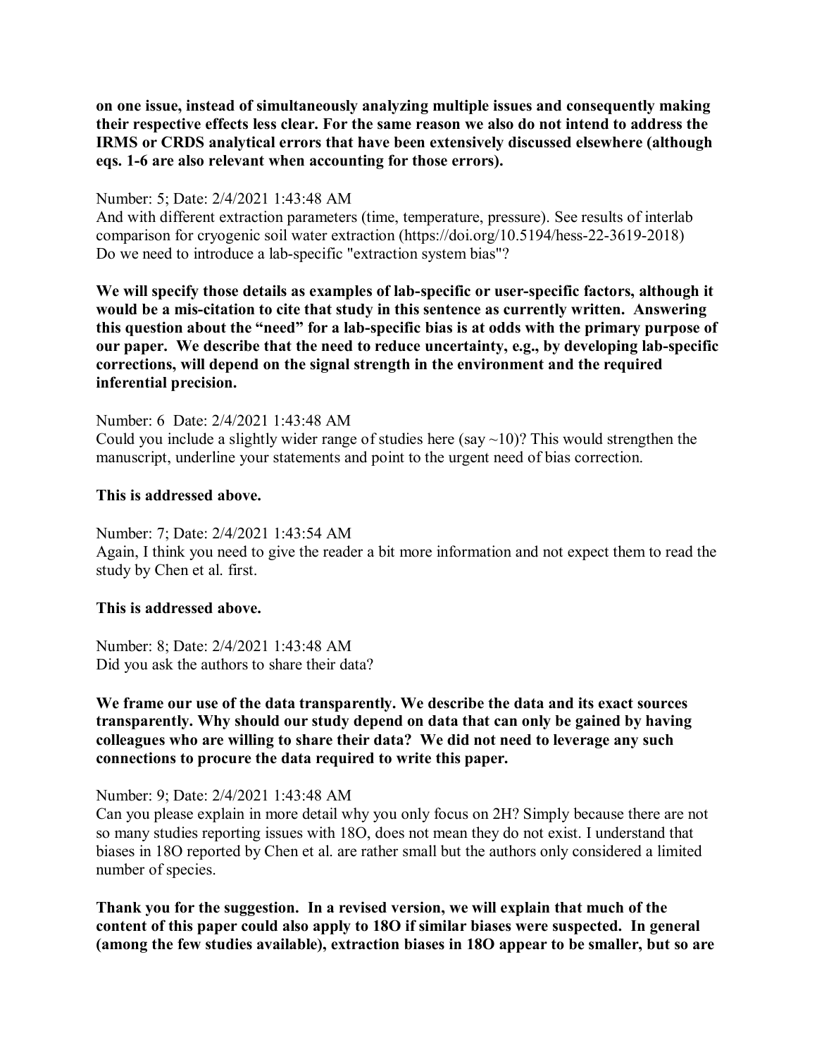**on one issue, instead of simultaneously analyzing multiple issues and consequently making their respective effects less clear. For the same reason we also do not intend to address the IRMS or CRDS analytical errors that have been extensively discussed elsewhere (although eqs. 1-6 are also relevant when accounting for those errors).**

Number: 5; Date: 2/4/2021 1:43:48 AM
And with different extraction parameters (time, temperature, pressure). See results of interlab comparison for cryogenic soil water extraction (https://doi.org/10.5194/hess-22-3619-2018)
Do we need to introduce a lab-specific "extraction system bias"?

**We will specify those details as examples of lab-specific or user-specific factors, although it would be a mis-citation to cite that study in this sentence as currently written. Answering this question about the "need" for a lab-specific bias is at odds with the primary purpose of our paper. We describe that the need to reduce uncertainty, e.g., by developing lab-specific corrections, will depend on the signal strength in the environment and the required inferential precision.**

Number: 6 Date: 2/4/2021 1:43:48 AM
Could you include a slightly wider range of studies here (say ~10)? This would strengthen the manuscript, underline your statements and point to the urgent need of bias correction.

**This is addressed above.**

Number: 7; Date: 2/4/2021 1:43:54 AM
Again, I think you need to give the reader a bit more information and not expect them to read the study by Chen et al. first.

**This is addressed above.**

Number: 8; Date: 2/4/2021 1:43:48 AM
Did you ask the authors to share their data?

**We frame our use of the data transparently. We describe the data and its exact sources transparently. Why should our study depend on data that can only be gained by having colleagues who are willing to share their data? We did not need to leverage any such connections to procure the data required to write this paper.**

Number: 9; Date: 2/4/2021 1:43:48 AM
Can you please explain in more detail why you only focus on 2H? Simply because there are not so many studies reporting issues with 18O, does not mean they do not exist. I understand that biases in 18O reported by Chen et al. are rather small but the authors only considered a limited number of species.

**Thank you for the suggestion. In a revised version, we will explain that much of the content of this paper could also apply to 18O if similar biases were suspected. In general (among the few studies available), extraction biases in 18O appear to be smaller, but so are**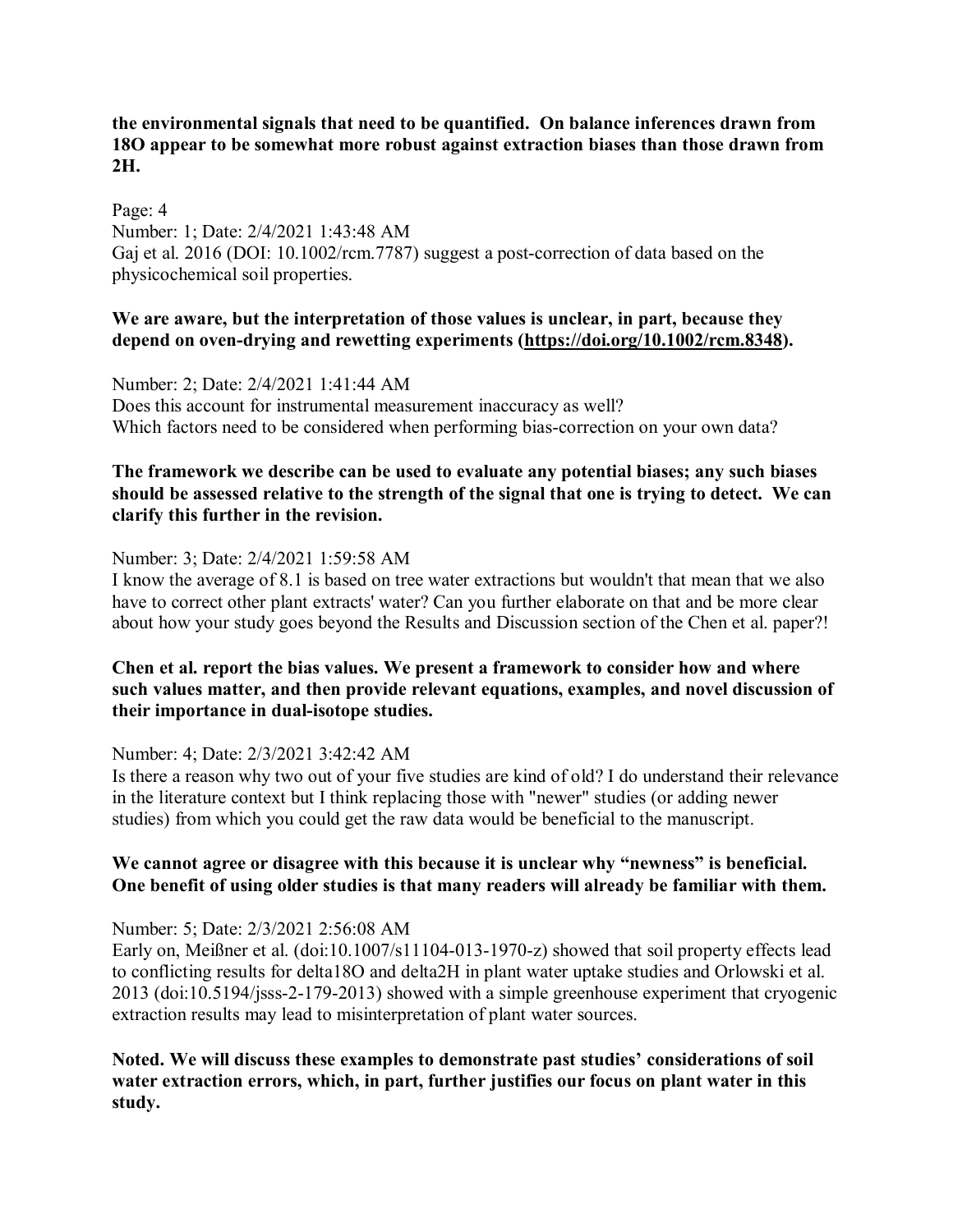**the environmental signals that need to be quantified. On balance inferences drawn from 18O appear to be somewhat more robust against extraction biases than those drawn from 2H.**

Page: 4
Number: 1; Date: 2/4/2021 1:43:48 AM
Gaj et al. 2016 (DOI: 10.1002/rcm.7787) suggest a post-correction of data based on the physicochemical soil properties.

**We are aware, but the interpretation of those values is unclear, in part, because they depend on oven-drying and rewetting experiments (https://doi.org/10.1002/rcm.8348).**

Number: 2; Date: 2/4/2021 1:41:44 AM
Does this account for instrumental measurement inaccuracy as well?
Which factors need to be considered when performing bias-correction on your own data?

**The framework we describe can be used to evaluate any potential biases; any such biases should be assessed relative to the strength of the signal that one is trying to detect. We can clarify this further in the revision.**

Number: 3; Date: 2/4/2021 1:59:58 AM
I know the average of 8.1 is based on tree water extractions but wouldn't that mean that we also have to correct other plant extracts' water? Can you further elaborate on that and be more clear about how your study goes beyond the Results and Discussion section of the Chen et al. paper?!

**Chen et al. report the bias values. We present a framework to consider how and where such values matter, and then provide relevant equations, examples, and novel discussion of their importance in dual-isotope studies.**

Number: 4; Date: 2/3/2021 3:42:42 AM
Is there a reason why two out of your five studies are kind of old? I do understand their relevance in the literature context but I think replacing those with "newer" studies (or adding newer studies) from which you could get the raw data would be beneficial to the manuscript.

**We cannot agree or disagree with this because it is unclear why "newness" is beneficial. One benefit of using older studies is that many readers will already be familiar with them.**

Number: 5; Date: 2/3/2021 2:56:08 AM
Early on, Meißner et al. (doi:10.1007/s11104-013-1970-z) showed that soil property effects lead to conflicting results for delta18O and delta2H in plant water uptake studies and Orlowski et al. 2013 (doi:10.5194/jsss-2-179-2013) showed with a simple greenhouse experiment that cryogenic extraction results may lead to misinterpretation of plant water sources.

**Noted. We will discuss these examples to demonstrate past studies' considerations of soil water extraction errors, which, in part, further justifies our focus on plant water in this study.**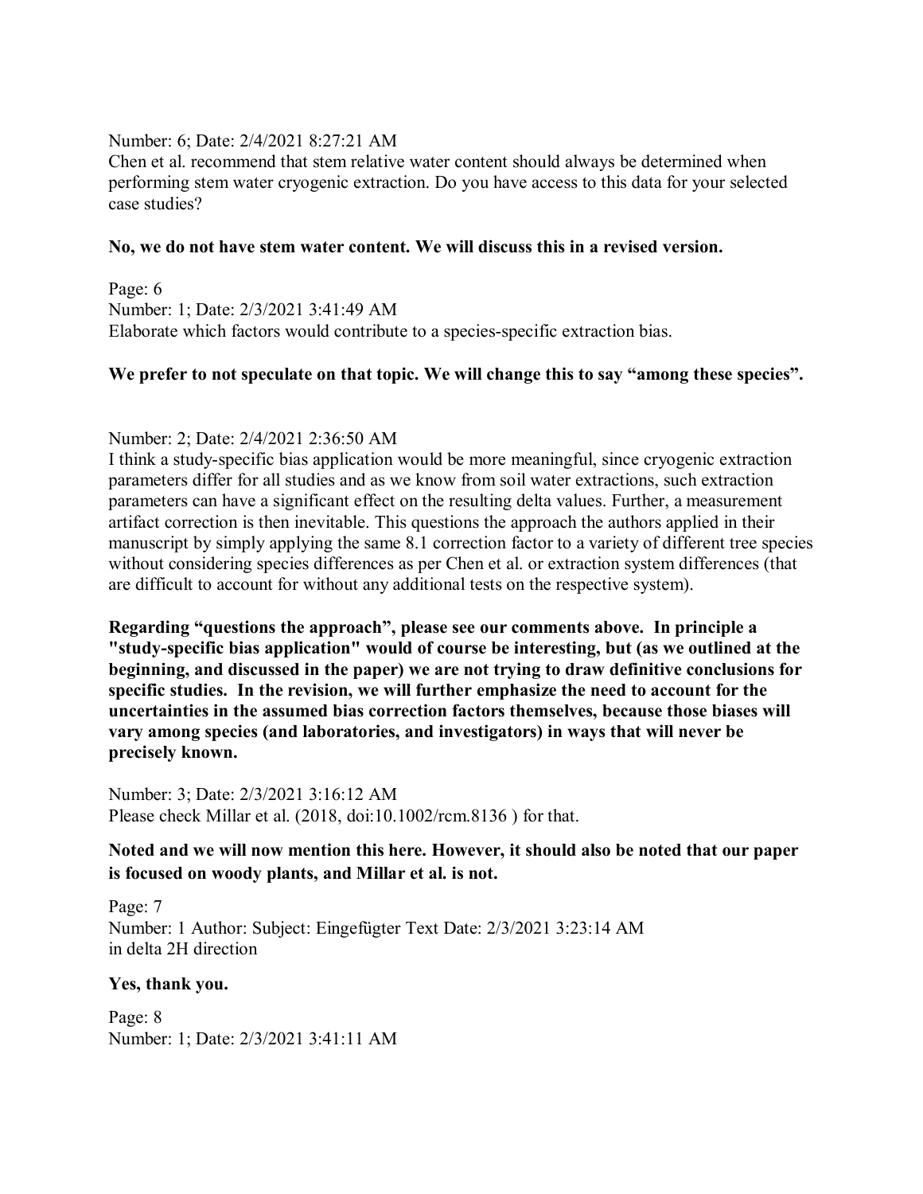Number: 6; Date: 2/4/2021 8:27:21 AM
Chen et al. recommend that stem relative water content should always be determined when performing stem water cryogenic extraction. Do you have access to this data for your selected case studies?

**No, we do not have stem water content. We will discuss this in a revised version.**

Page: 6
Number: 1; Date: 2/3/2021 3:41:49 AM
Elaborate which factors would contribute to a species-specific extraction bias.

**We prefer to not speculate on that topic. We will change this to say "among these species".**

Number: 2; Date: 2/4/2021 2:36:50 AM
I think a study-specific bias application would be more meaningful, since cryogenic extraction parameters differ for all studies and as we know from soil water extractions, such extraction parameters can have a significant effect on the resulting delta values. Further, a measurement artifact correction is then inevitable. This questions the approach the authors applied in their manuscript by simply applying the same 8.1 correction factor to a variety of different tree species without considering species differences as per Chen et al. or extraction system differences (that are difficult to account for without any additional tests on the respective system).

**Regarding "questions the approach", please see our comments above. In principle a "study-specific bias application" would of course be interesting, but (as we outlined at the beginning, and discussed in the paper) we are not trying to draw definitive conclusions for specific studies. In the revision, we will further emphasize the need to account for the uncertainties in the assumed bias correction factors themselves, because those biases will vary among species (and laboratories, and investigators) in ways that will never be precisely known.**

Number: 3; Date: 2/3/2021 3:16:12 AM
Please check Millar et al. (2018, doi:10.1002/rcm.8136 ) for that.

**Noted and we will now mention this here. However, it should also be noted that our paper is focused on woody plants, and Millar et al. is not.**

Page: 7
Number: 1 Author: Subject: Eingefügter Text Date: 2/3/2021 3:23:14 AM
in delta 2H direction

**Yes, thank you.**

Page: 8
Number: 1; Date: 2/3/2021 3:41:11 AM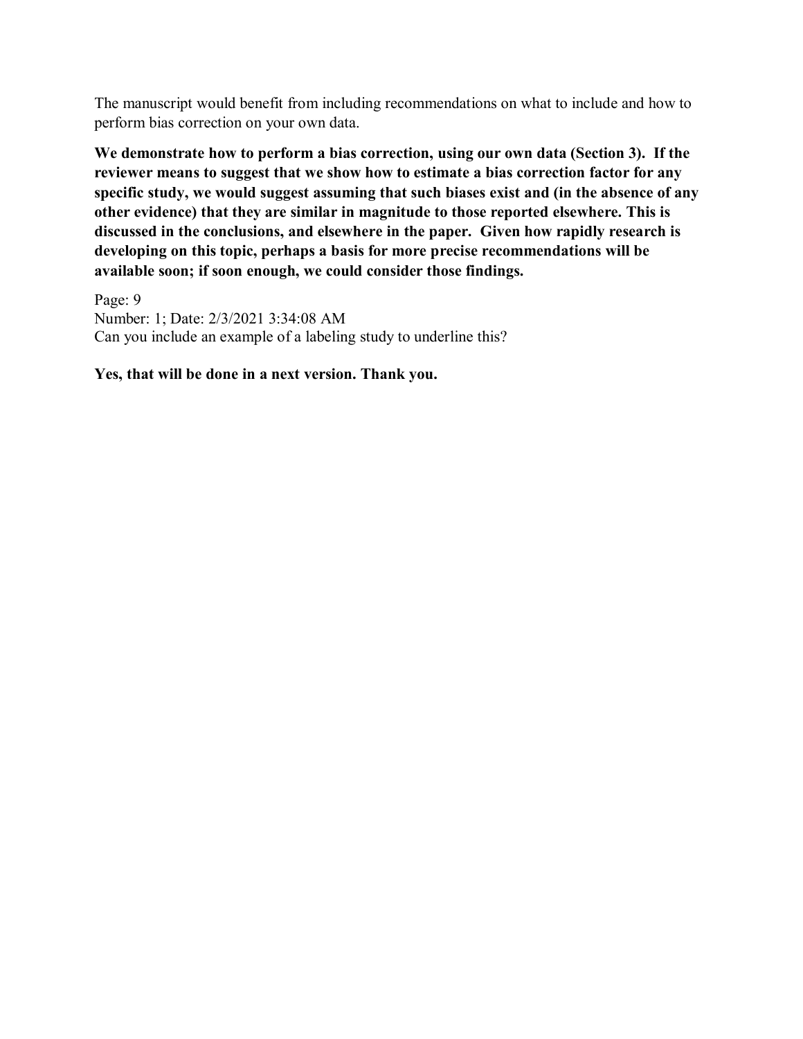The manuscript would benefit from including recommendations on what to include and how to perform bias correction on your own data.

**We demonstrate how to perform a bias correction, using our own data (Section 3). If the reviewer means to suggest that we show how to estimate a bias correction factor for any specific study, we would suggest assuming that such biases exist and (in the absence of any other evidence) that they are similar in magnitude to those reported elsewhere. This is discussed in the conclusions, and elsewhere in the paper. Given how rapidly research is developing on this topic, perhaps a basis for more precise recommendations will be available soon; if soon enough, we could consider those findings.**

Page: 9
Number: 1; Date: 2/3/2021 3:34:08 AM
Can you include an example of a labeling study to underline this?

**Yes, that will be done in a next version. Thank you.**